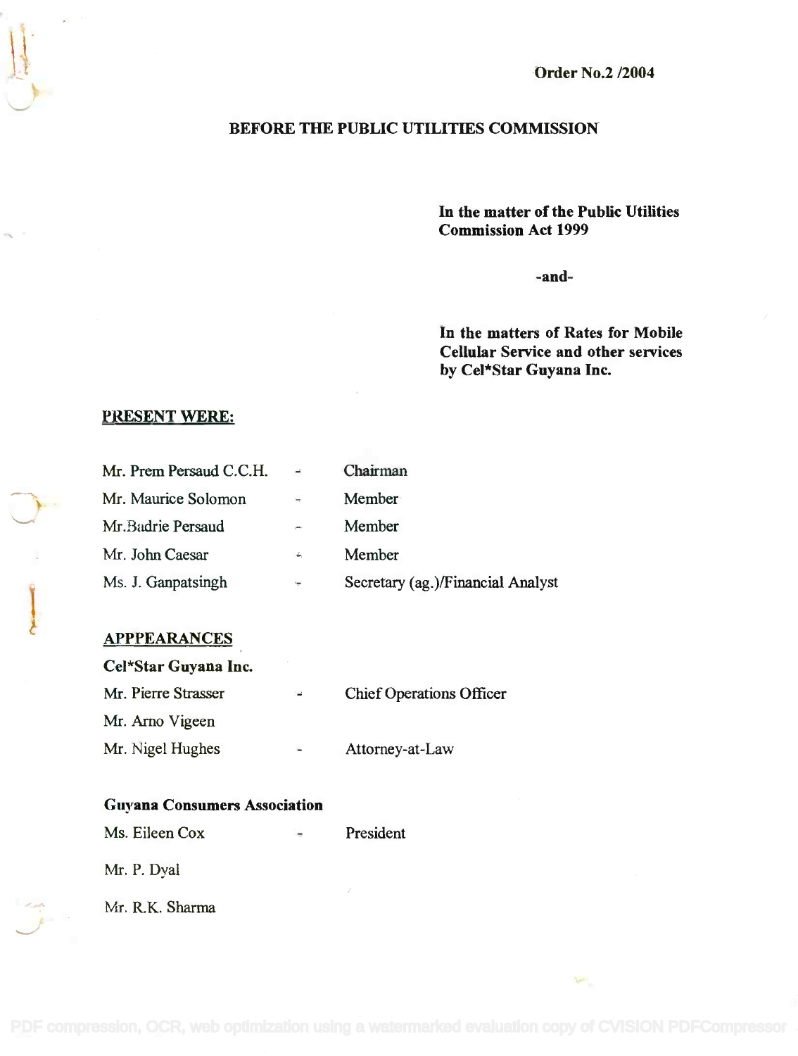Order No.2 /2004

## BEFORE THE PUBLIC UTILITIES COMMISSION

**In the matter of the Public Utilities Commission Act 1999**

**-and-**

**In the matters of Rates for Mobile Cellular Service and other services by Cel*Star Guyana Inc.**

**PRESENT WERE:**

| | | |
|---|---|---|
| Mr. Prem Persaud C.C.H. | - | Chairman |
| Mr. Maurice Solomon | - | Member |
| Mr.Badrie Persaud | - | Member |
| Mr. John Caesar | - | Member |
| Ms. J. Ganpatsingh | - | Secretary (ag.)/Financial Analyst |

**APPPEARANCES**

**Cel*Star Guyana Inc.**

| | | |
|---|---|---|
| Mr. Pierre Strasser | - | Chief Operations Officer |
| Mr. Arno Vigeen | | |
| Mr. Nigel Hughes | - | Attorney-at-Law |

**Guyana Consumers Association**

| | | |
|---|---|---|
| Ms. Eileen Cox | - | President |
| Mr. P. Dyal | | |
| Mr. R.K. Sharma | | |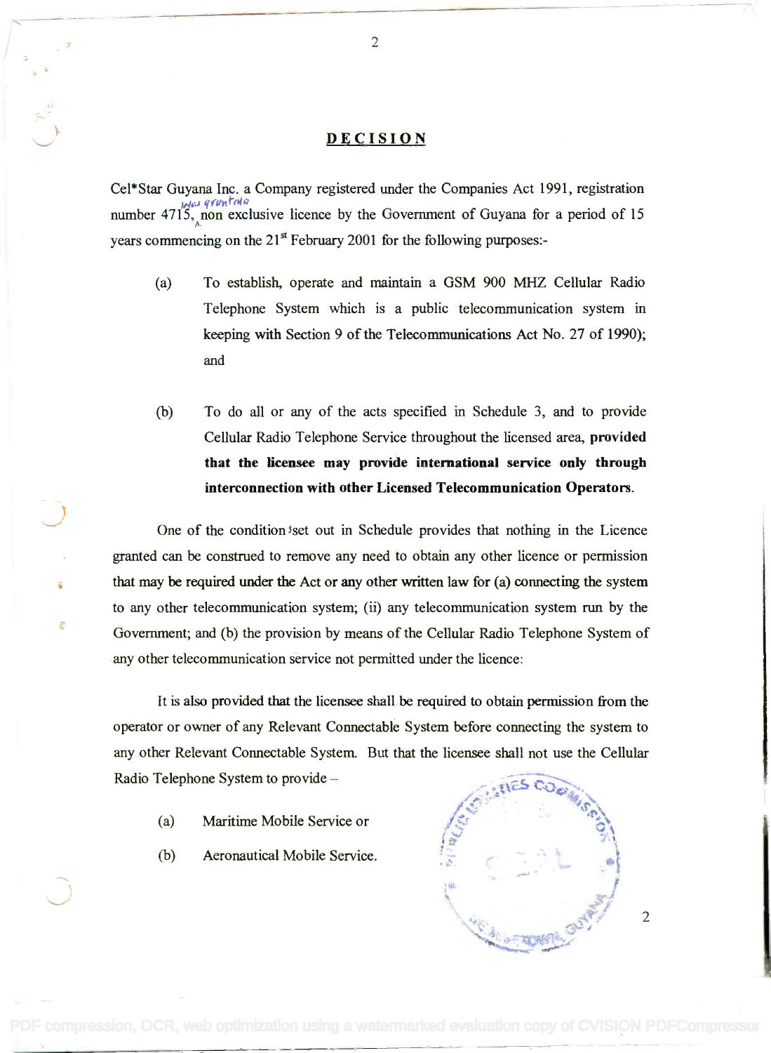## DECISION

Cel*Star Guyana Inc. a Company registered under the Companies Act 1991, registration number 4715, was granted non exclusive licence by the Government of Guyana for a period of 15 years commencing on the 21st February 2001 for the following purposes:-

(a) To establish, operate and maintain a GSM 900 MHZ Cellular Radio Telephone System which is a public telecommunication system in keeping with Section 9 of the Telecommunications Act No. 27 of 1990); and

(b) To do all or any of the acts specified in Schedule 3, and to provide Cellular Radio Telephone Service throughout the licensed area, **provided that the licensee may provide international service only through interconnection with other Licensed Telecommunication Operators.**

One of the conditions set out in Schedule provides that nothing in the Licence granted can be construed to remove any need to obtain any other licence or permission that may be required under the Act or any other written law for (a) connecting the system to any other telecommunication system; (ii) any telecommunication system run by the Government; and (b) the provision by means of the Cellular Radio Telephone System of any other telecommunication service not permitted under the licence:

It is also provided that the licensee shall be required to obtain permission from the operator or owner of any Relevant Connectable System before connecting the system to any other Relevant Connectable System. But that the licensee shall not use the Cellular Radio Telephone System to provide –

(a) Maritime Mobile Service or

(b) Aeronautical Mobile Service.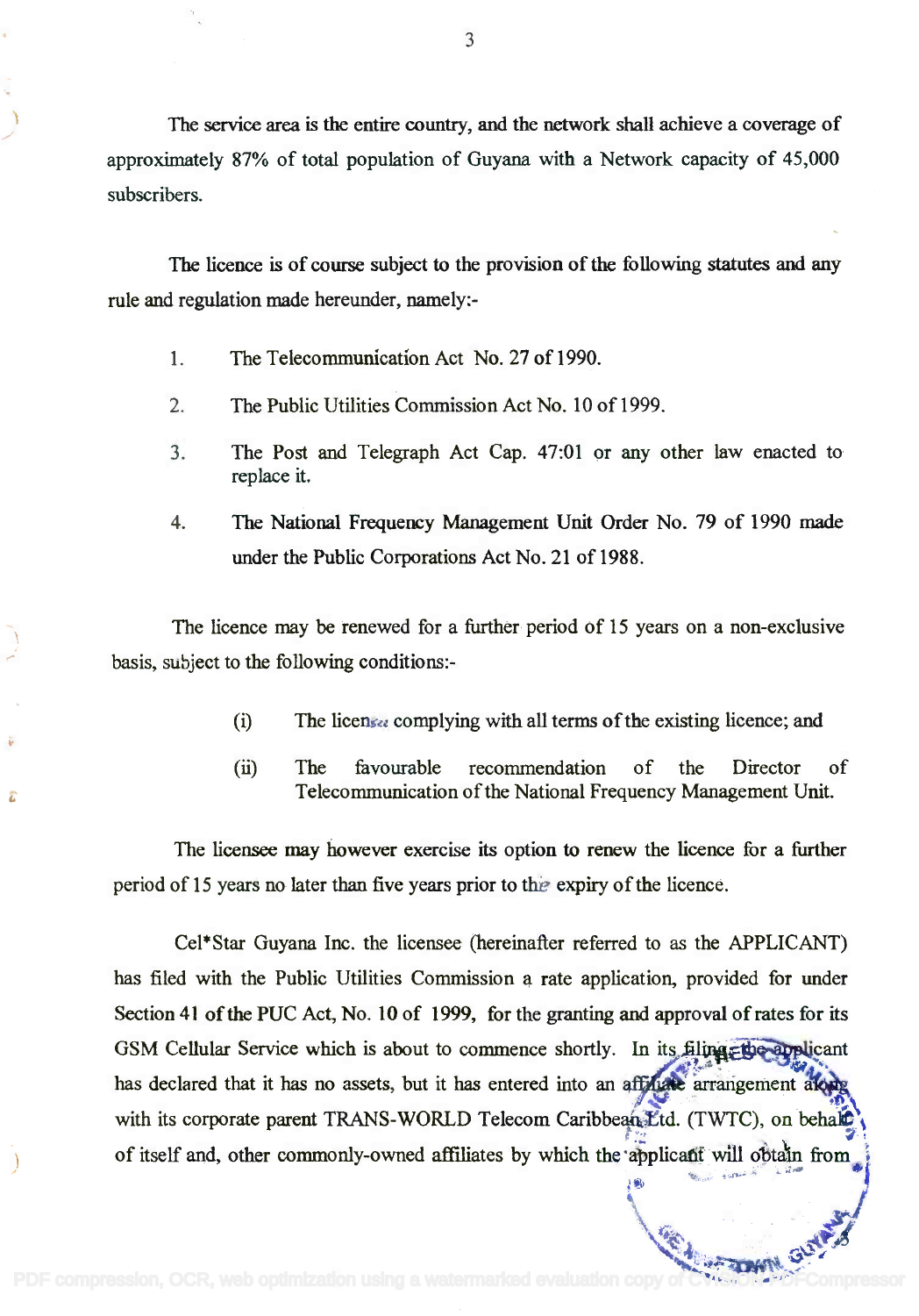The service area is the entire country, and the network shall achieve a coverage of approximately 87% of total population of Guyana with a Network capacity of 45,000 subscribers.

The licence is of course subject to the provision of the following statutes and any rule and regulation made hereunder, namely:-

1. The Telecommunication Act No. 27 of 1990.
2. The Public Utilities Commission Act No. 10 of 1999.
3. The Post and Telegraph Act Cap. 47:01 or any other law enacted to replace it.
4. The National Frequency Management Unit Order No. 79 of 1990 made under the Public Corporations Act No. 21 of 1988.

The licence may be renewed for a further period of 15 years on a non-exclusive basis, subject to the following conditions:-

(i) The licensee complying with all terms of the existing licence; and

(ii) The favourable recommendation of the Director of Telecommunication of the National Frequency Management Unit.

The licensee may however exercise its option to renew the licence for a further period of 15 years no later than five years prior to the expiry of the licence.

Cel*Star Guyana Inc. the licensee (hereinafter referred to as the APPLICANT) has filed with the Public Utilities Commission a rate application, provided for under Section 41 of the PUC Act, No. 10 of 1999, for the granting and approval of rates for its GSM Cellular Service which is about to commence shortly. In its filing, the applicant has declared that it has no assets, but it has entered into an affiliate arrangement along with its corporate parent TRANS-WORLD Telecom Caribbean Ltd. (TWTC), on behalf of itself and, other commonly-owned affiliates by which the applicant will obtain from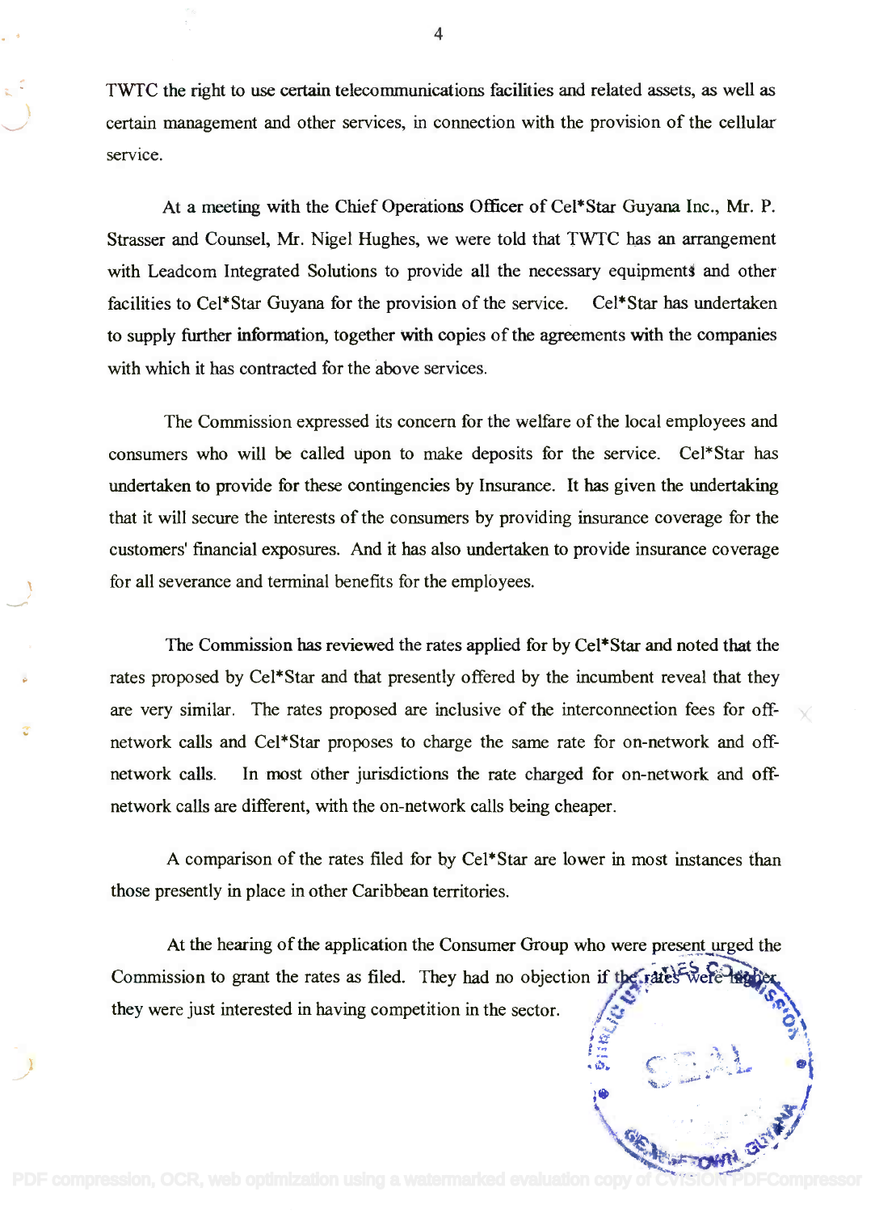TWTC the right to use certain telecommunications facilities and related assets, as well as certain management and other services, in connection with the provision of the cellular service.

At a meeting with the Chief Operations Officer of Cel*Star Guyana Inc., Mr. P. Strasser and Counsel, Mr. Nigel Hughes, we were told that TWTC has an arrangement with Leadcom Integrated Solutions to provide all the necessary equipments and other facilities to Cel*Star Guyana for the provision of the service. Cel*Star has undertaken to supply further information, together with copies of the agreements with the companies with which it has contracted for the above services.

The Commission expressed its concern for the welfare of the local employees and consumers who will be called upon to make deposits for the service. Cel*Star has undertaken to provide for these contingencies by Insurance. It has given the undertaking that it will secure the interests of the consumers by providing insurance coverage for the customers' financial exposures. And it has also undertaken to provide insurance coverage for all severance and terminal benefits for the employees.

The Commission has reviewed the rates applied for by Cel*Star and noted that the rates proposed by Cel*Star and that presently offered by the incumbent reveal that they are very similar. The rates proposed are inclusive of the interconnection fees for off-network calls and Cel*Star proposes to charge the same rate for on-network and off-network calls. In most other jurisdictions the rate charged for on-network and off-network calls are different, with the on-network calls being cheaper.

A comparison of the rates filed for by Cel*Star are lower in most instances than those presently in place in other Caribbean territories.

At the hearing of the application the Consumer Group who were present urged the Commission to grant the rates as filed. They had no objection if the rates were higher, they were just interested in having competition in the sector.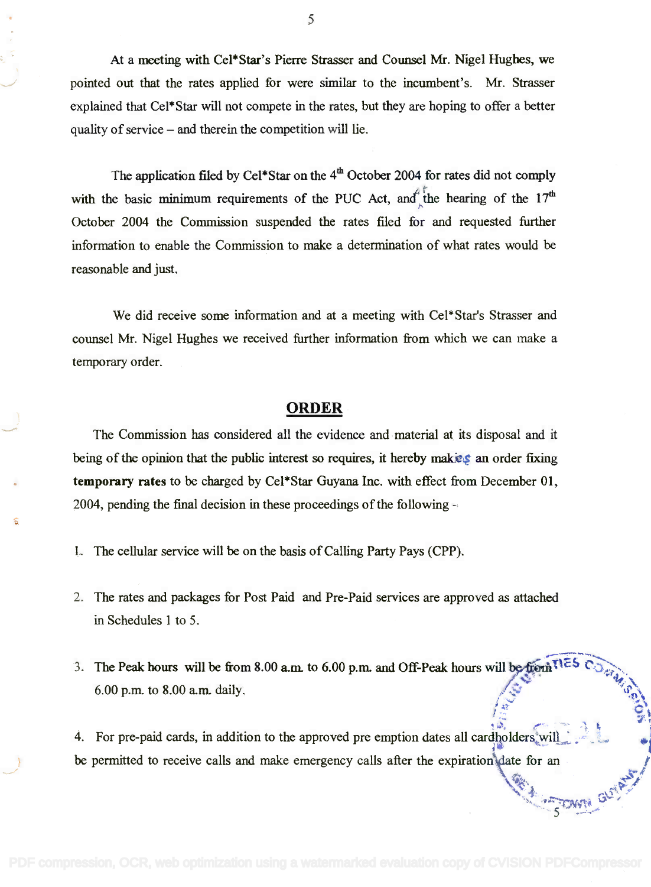At a meeting with Cel*Star's Pierre Strasser and Counsel Mr. Nigel Hughes, we pointed out that the rates applied for were similar to the incumbent's. Mr. Strasser explained that Cel*Star will not compete in the rates, but they are hoping to offer a better quality of service – and therein the competition will lie.

The application filed by Cel*Star on the 4th October 2004 for rates did not comply with the basic minimum requirements of the PUC Act, and at the hearing of the 17th October 2004 the Commission suspended the rates filed for and requested further information to enable the Commission to make a determination of what rates would be reasonable and just.

We did receive some information and at a meeting with Cel*Star's Strasser and counsel Mr. Nigel Hughes we received further information from which we can make a temporary order.

## ORDER

The Commission has considered all the evidence and material at its disposal and it being of the opinion that the public interest so requires, it hereby makes an order fixing **temporary rates** to be charged by Cel*Star Guyana Inc. with effect from December 01, 2004, pending the final decision in these proceedings of the following -

1. The cellular service will be on the basis of Calling Party Pays (CPP).

2. The rates and packages for Post Paid and Pre-Paid services are approved as attached in Schedules 1 to 5.

3. The Peak hours will be from 8.00 a.m. to 6.00 p.m. and Off-Peak hours will be from 6.00 p.m. to 8.00 a.m. daily.

4. For pre-paid cards, in addition to the approved pre emption dates all cardholders will be permitted to receive calls and make emergency calls after the expiration date for an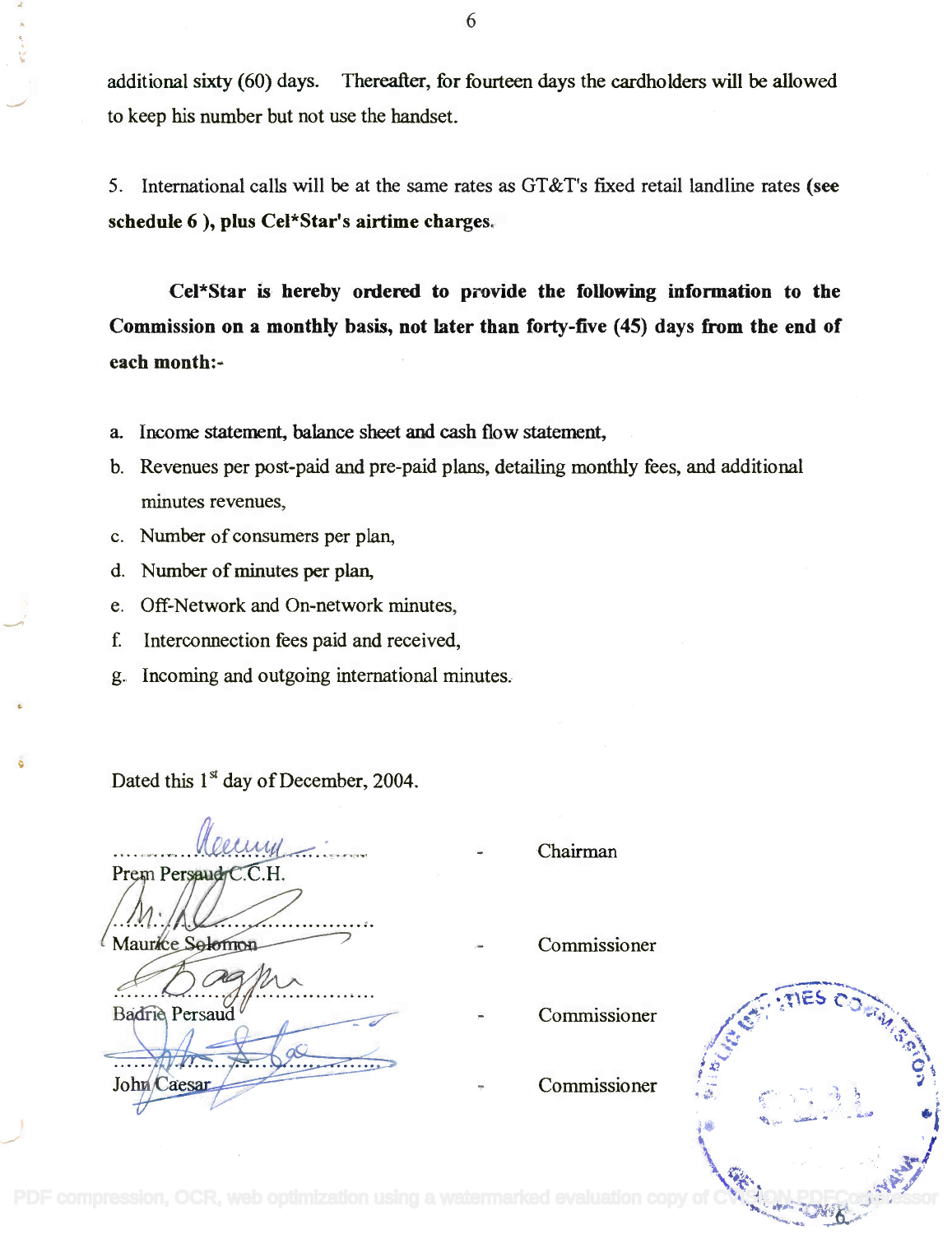additional sixty (60) days. Thereafter, for fourteen days the cardholders will be allowed to keep his number but not use the handset.

5. International calls will be at the same rates as GT&T's fixed retail landline rates **(see schedule 6 ), plus Cel*Star's airtime charges.**

**Cel*Star is hereby ordered to provide the following information to the Commission on a monthly basis, not later than forty-five (45) days from the end of each month:-**

a. Income statement, balance sheet and cash flow statement,
b. Revenues per post-paid and pre-paid plans, detailing monthly fees, and additional minutes revenues,
c. Number of consumers per plan,
d. Number of minutes per plan,
e. Off-Network and On-network minutes,
f. Interconnection fees paid and received,
g. Incoming and outgoing international minutes.

Dated this 1[st] day of December, 2004.

| | | |
|---|---|---|
| Prem Persaud C.C.H. | - | Chairman |
| Maurice Solomon | - | Commissioner |
| Badrie Persaud | - | Commissioner |
| John Caesar | - | Commissioner |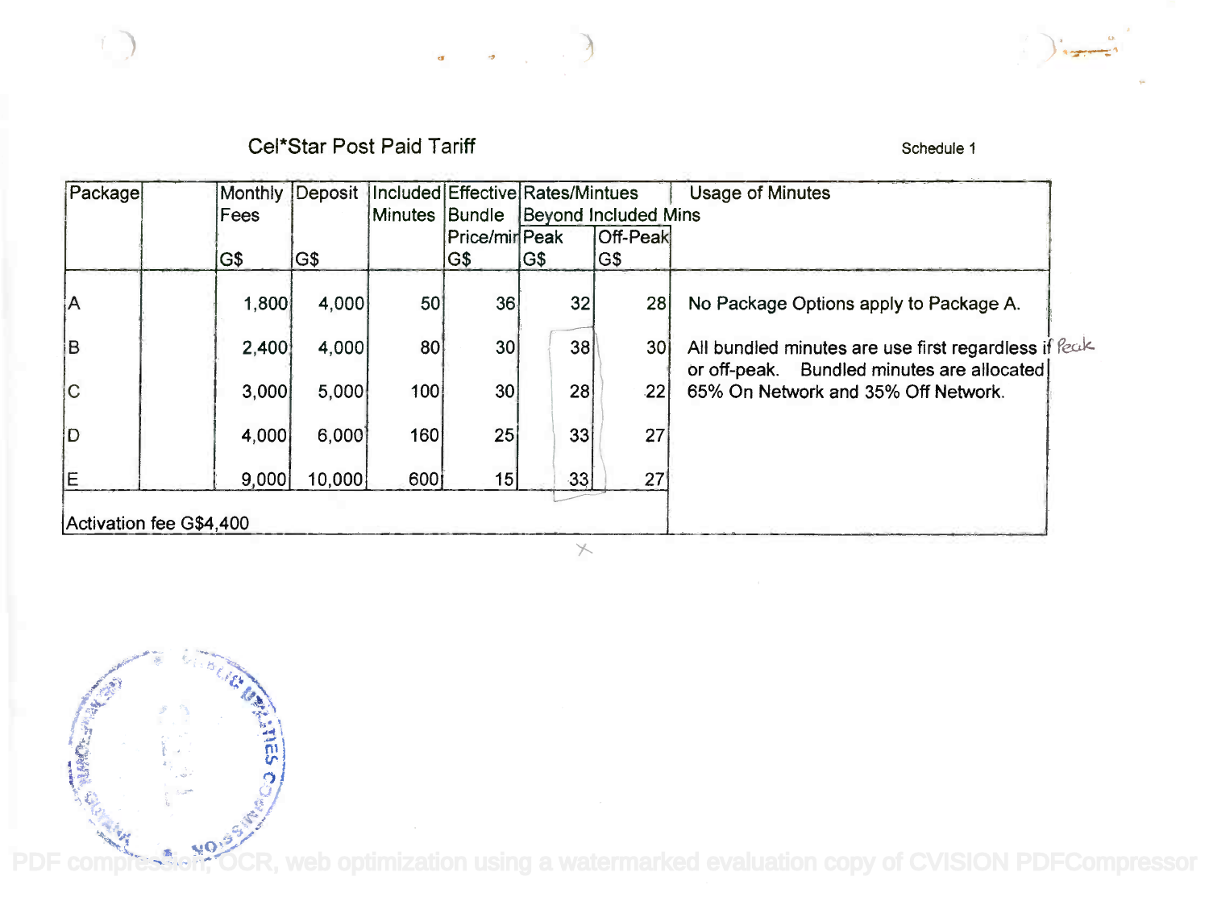# Cel*Star Post Paid Tariff

Schedule 1

| Package | | Monthly Fees G$ | Deposit G$ | Included Minutes | Effective Bundle Price/min G$ | Rates/Mintues Beyond Included Mins | | Usage of Minutes |
|---|---|---|---|---|---|---|---|---|
| | | | | | | Peak G$ | Off-Peak G$ | |
| A | | 1,800 | 4,000 | 50 | 36 | 32 | 28 | No Package Options apply to Package A. |
| B | | 2,400 | 4,000 | 80 | 30 | 38 | 30 | All bundled minutes are use first regardless if Peak or off-peak. Bundled minutes are allocated 65% On Network and 35% Off Network. |
| C | | 3,000 | 5,000 | 100 | 30 | 28 | 22 | |
| D | | 4,000 | 6,000 | 160 | 25 | 33 | 27 | |
| E | | 9,000 | 10,000 | 600 | 15 | 33 | 27 | |
| Activation fee G$4,400 | | | | | | | | |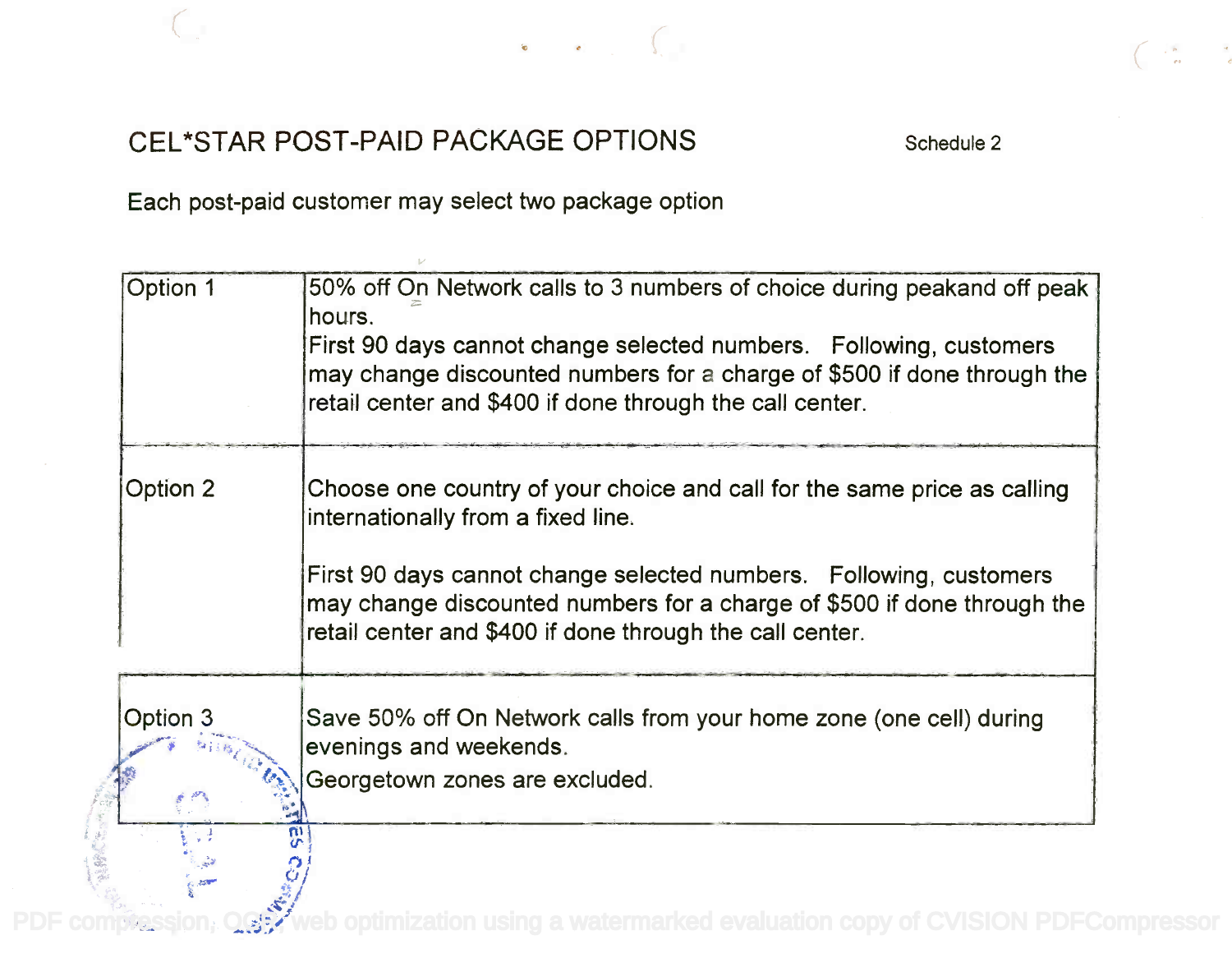# CEL*STAR POST-PAID PACKAGE OPTIONS

Schedule 2

Each post-paid customer may select two package option

| | |
|---|---|
| Option 1 | 50% off On Network calls to 3 numbers of choice during peakand off peak hours.<br>First 90 days cannot change selected numbers. Following, customers may change discounted numbers for a charge of $500 if done through the retail center and $400 if done through the call center. |
| Option 2 | Choose one country of your choice and call for the same price as calling internationally from a fixed line.<br><br>First 90 days cannot change selected numbers. Following, customers may change discounted numbers for a charge of $500 if done through the retail center and $400 if done through the call center. |
| Option 3 | Save 50% off On Network calls from your home zone (one cell) during evenings and weekends.<br>Georgetown zones are excluded. |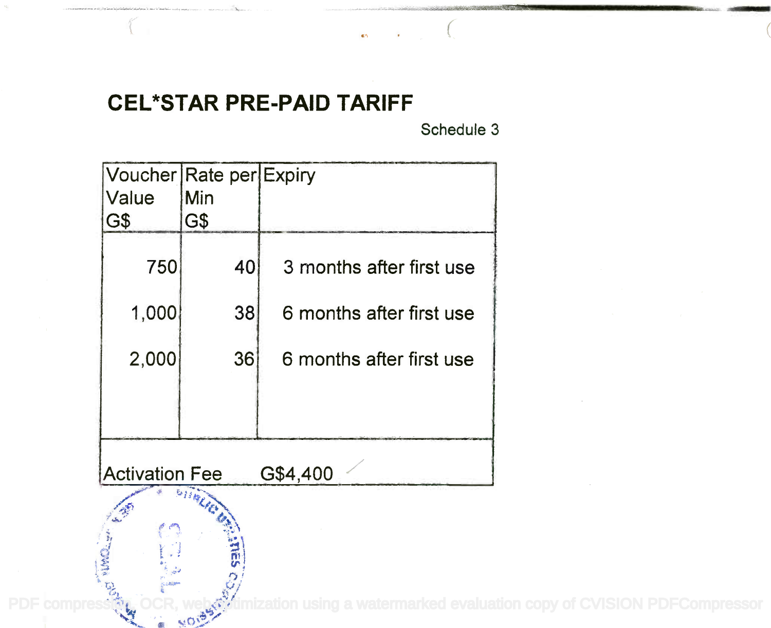# CEL*STAR PRE-PAID TARIFF

Schedule 3

| Voucher Value G$ | Rate per Min G$ | Expiry |
|---|---|---|
| 750 | 40 | 3 months after first use |
| 1,000 | 38 | 6 months after first use |
| 2,000 | 36 | 6 months after first use |
| Activation Fee | G$4,400 | |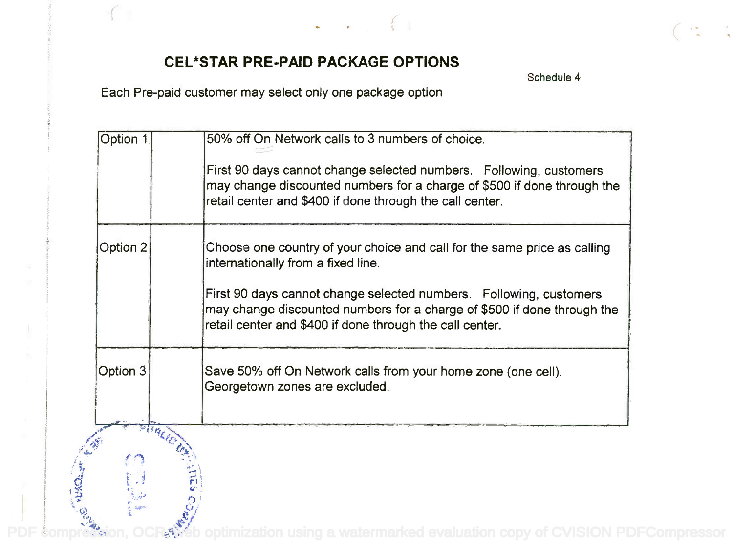# CEL*STAR PRE-PAID PACKAGE OPTIONS

Schedule 4

Each Pre-paid customer may select only one package option

| | | |
|---|---|---|
| Option 1 | | 50% off On Network calls to 3 numbers of choice.<br><br>First 90 days cannot change selected numbers. Following, customers may change discounted numbers for a charge of $500 if done through the retail center and $400 if done through the call center. |
| Option 2 | | Choose one country of your choice and call for the same price as calling internationally from a fixed line.<br><br>First 90 days cannot change selected numbers. Following, customers may change discounted numbers for a charge of $500 if done through the retail center and $400 if done through the call center. |
| Option 3 | | Save 50% off On Network calls from your home zone (one cell). Georgetown zones are excluded. |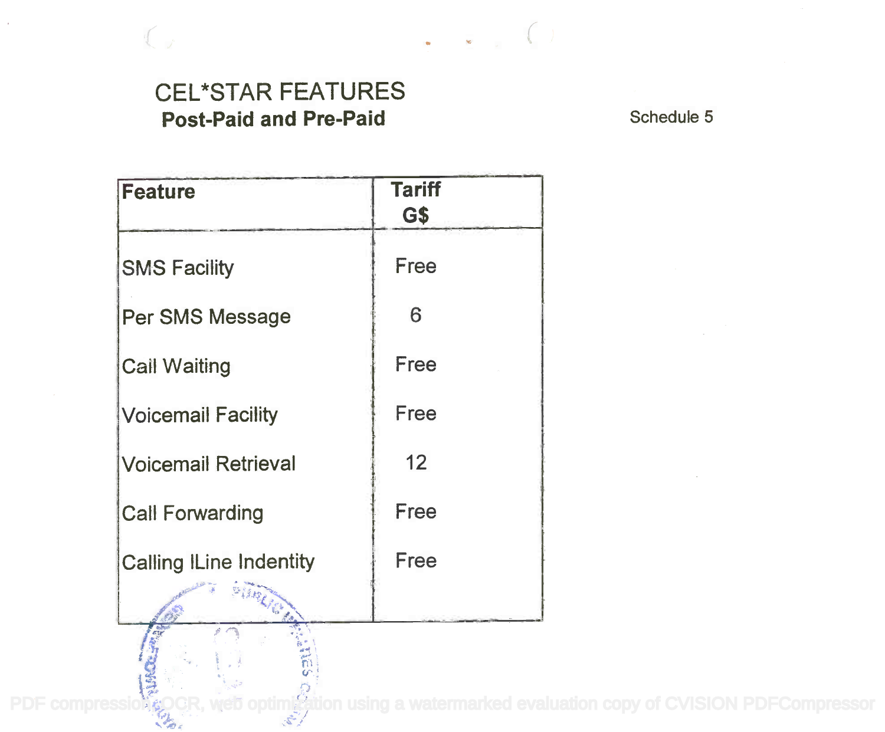# CEL*STAR FEATURES

## Post-Paid and Pre-Paid

Schedule 5

| Feature | Tariff G$ |
|---|---|
| SMS Facility | Free |
| Per SMS Message | 6 |
| Cail Waiting | Free |
| Voicemail Facility | Free |
| Voicemail Retrieval | 12 |
| Call Forwarding | Free |
| Calling ILine Indentity | Free |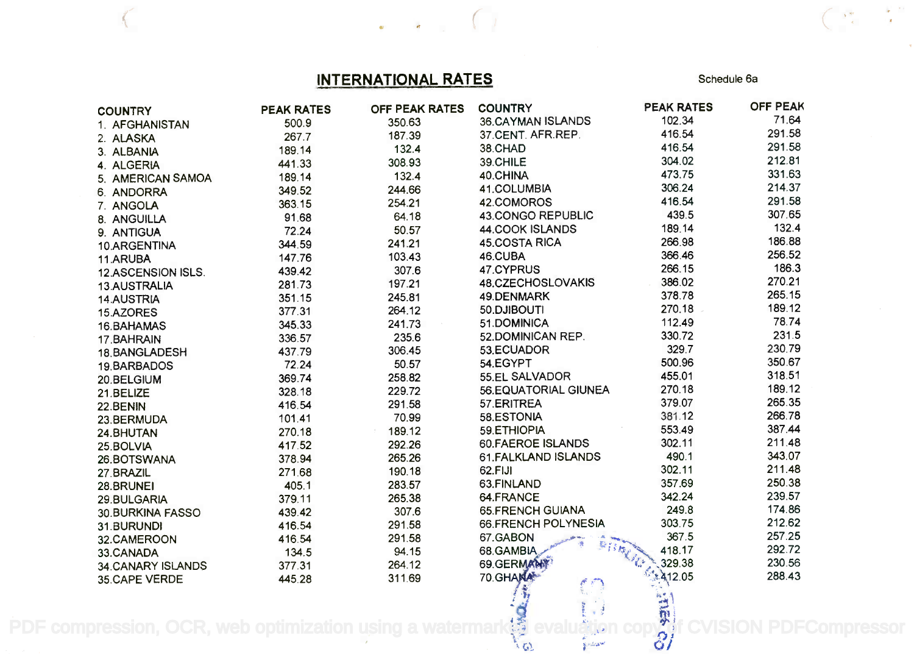## INTERNATIONAL RATES

Schedule 6a

| COUNTRY | PEAK RATES | OFF PEAK RATES | COUNTRY | PEAK RATES | OFF PEAK |
|---|---|---|---|---|---|
| 1. AFGHANISTAN | 500.9 | 350.63 | 36.CAYMAN ISLANDS | 102.34 | 71.64 |
| 2. ALASKA | 267.7 | 187.39 | 37.CENT. AFR.REP. | 416.54 | 291.58 |
| 3. ALBANIA | 189.14 | 132.4 | 38.CHAD | 416.54 | 291.58 |
| 4. ALGERIA | 441.33 | 308.93 | 39.CHILE | 304.02 | 212.81 |
| 5. AMERICAN SAMOA | 189.14 | 132.4 | 40.CHINA | 473.75 | 331.63 |
| 6. ANDORRA | 349.52 | 244.66 | 41.COLUMBIA | 306.24 | 214.37 |
| 7. ANGOLA | 363.15 | 254.21 | 42.COMOROS | 416.54 | 291.58 |
| 8. ANGUILLA | 91.68 | 64.18 | 43.CONGO REPUBLIC | 439.5 | 307.65 |
| 9. ANTIGUA | 72.24 | 50.57 | 44.COOK ISLANDS | 189.14 | 132.4 |
| 10.ARGENTINA | 344.59 | 241.21 | 45.COSTA RICA | 266.98 | 186.88 |
| 11.ARUBA | 147.76 | 103.43 | 46.CUBA | 366.46 | 256.52 |
| 12.ASCENSION ISLS. | 439.42 | 307.6 | 47.CYPRUS | 266.15 | 186.3 |
| 13.AUSTRALIA | 281.73 | 197.21 | 48.CZECHOSLOVAKIS | 386.02 | 270.21 |
| 14.AUSTRIA | 351.15 | 245.81 | 49.DENMARK | 378.78 | 265.15 |
| 15.AZORES | 377.31 | 264.12 | 50.DJIBOUTI | 270.18 | 189.12 |
| 16.BAHAMAS | 345.33 | 241.73 | 51.DOMINICA | 112.49 | 78.74 |
| 17.BAHRAIN | 336.57 | 235.6 | 52.DOMINICAN REP. | 330.72 | 231.5 |
| 18.BANGLADESH | 437.79 | 306.45 | 53.ECUADOR | 329.7 | 230.79 |
| 19.BARBADOS | 72.24 | 50.57 | 54.EGYPT | 500.96 | 350.67 |
| 20.BELGIUM | 369.74 | 258.82 | 55.EL SALVADOR | 455.01 | 318.51 |
| 21.BELIZE | 328.18 | 229.72 | 56.EQUATORIAL GIUNEA | 270.18 | 189.12 |
| 22.BENIN | 416.54 | 291.58 | 57.ERITREA | 379.07 | 265.35 |
| 23.BERMUDA | 101.41 | 70.99 | 58.ESTONIA | 381.12 | 266.78 |
| 24.BHUTAN | 270.18 | 189.12 | 59.ETHIOPIA | 553.49 | 387.44 |
| 25.BOLVIA | 417.52 | 292.26 | 60.FAEROE ISLANDS | 302.11 | 211.48 |
| 26.BOTSWANA | 378.94 | 265.26 | 61.FALKLAND ISLANDS | 490.1 | 343.07 |
| 27.BRAZIL | 271.68 | 190.18 | 62.FIJI | 302.11 | 211.48 |
| 28.BRUNEI | 405.1 | 283.57 | 63.FINLAND | 357.69 | 250.38 |
| 29.BULGARIA | 379.11 | 265.38 | 64.FRANCE | 342.24 | 239.57 |
| 30.BURKINA FASSO | 439.42 | 307.6 | 65.FRENCH GUIANA | 249.8 | 174.86 |
| 31.BURUNDI | 416.54 | 291.58 | 66.FRENCH POLYNESIA | 303.75 | 212.62 |
| 32.CAMEROON | 416.54 | 291.58 | 67.GABON | 367.5 | 257.25 |
| 33.CANADA | 134.5 | 94.15 | 68.GAMBIA | 418.17 | 292.72 |
| 34.CANARY ISLANDS | 377.31 | 264.12 | 69.GERMANY | 329.38 | 230.56 |
| 35.CAPE VERDE | 445.28 | 311.69 | 70.GHANA | 412.05 | 288.43 |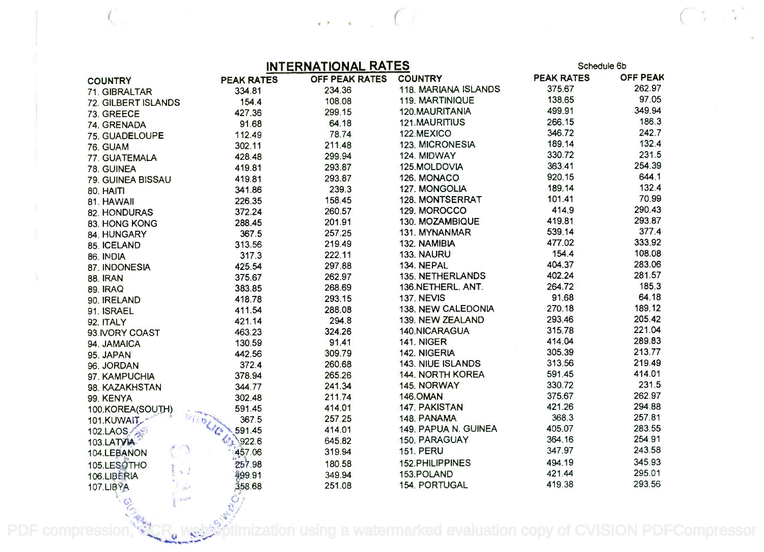## INTERNATIONAL RATES

Schedule 6b

| COUNTRY | PEAK RATES | OFF PEAK RATES | COUNTRY | PEAK RATES | OFF PEAK |
|---|---|---|---|---|---|
| 71. GIBRALTAR | 334.81 | 234.36 | 118. MARIANA ISLANDS | 375.67 | 262.97 |
| 72. GILBERT ISLANDS | 154.4 | 108.08 | 119. MARTINIQUE | 138.65 | 97.05 |
| 73. GREECE | 427.36 | 299.15 | 120.MAURITANIA | 499.91 | 349.94 |
| 74. GRENADA | 91.68 | 64.18 | 121.MAURITIUS | 266.15 | 186.3 |
| 75. GUADELOUPE | 112.49 | 78.74 | 122.MEXICO | 346.72 | 242.7 |
| 76. GUAM | 302.11 | 211.48 | 123. MICRONESIA | 189.14 | 132.4 |
| 77. GUATEMALA | 428.48 | 299.94 | 124. MIDWAY | 330.72 | 231.5 |
| 78. GUINEA | 419.81 | 293.87 | 125.MOLDOVIA | 363.41 | 254.39 |
| 79. GUINEA BISSAU | 419.81 | 293.87 | 126. MONACO | 920.15 | 644.1 |
| 80. HAITI | 341.86 | 239.3 | 127. MONGOLIA | 189.14 | 132.4 |
| 81. HAWAII | 226.35 | 158.45 | 128. MONTSERRAT | 101.41 | 70.99 |
| 82. HONDURAS | 372.24 | 260.57 | 129. MOROCCO | 414.9 | 290.43 |
| 83. HONG KONG | 288.45 | 201.91 | 130. MOZAMBIQUE | 419.81 | 293.87 |
| 84. HUNGARY | 367.5 | 257.25 | 131. MYNANMAR | 539.14 | 377.4 |
| 85. ICELAND | 313.56 | 219.49 | 132. NAMIBIA | 477.02 | 333.92 |
| 86. INDIA | 317.3 | 222.11 | 133. NAURU | 154.4 | 108.08 |
| 87. INDONESIA | 425.54 | 297.88 | 134. NEPAL | 404.37 | 283.06 |
| 88. IRAN | 375.67 | 262.97 | 135. NETHERLANDS | 402.24 | 281.57 |
| 89. IRAQ | 383.85 | 268.69 | 136.NETHERL. ANT. | 264.72 | 185.3 |
| 90. IRELAND | 418.78 | 293.15 | 137. NEVIS | 91.68 | 64.18 |
| 91. ISRAEL | 411.54 | 288.08 | 138. NEW CALEDONIA | 270.18 | 189.12 |
| 92. ITALY | 421.14 | 294.8 | 139. NEW ZEALAND | 293.46 | 205.42 |
| 93.IVORY COAST | 463.23 | 324.26 | 140.NICARAGUA | 315.78 | 221.04 |
| 94. JAMAICA | 130.59 | 91.41 | 141. NIGER | 414.04 | 289.83 |
| 95. JAPAN | 442.56 | 309.79 | 142. NIGERIA | 305.39 | 213.77 |
| 96. JORDAN | 372.4 | 260.68 | 143. NIUE ISLANDS | 313.56 | 219.49 |
| 97. KAMPUCHIA | 378.94 | 265.26 | 144. NORTH KOREA | 591.45 | 414.01 |
| 98. KAZAKHSTAN | 344.77 | 241.34 | 145. NORWAY | 330.72 | 231.5 |
| 99. KENYA | 302.48 | 211.74 | 146.OMAN | 375.67 | 262.97 |
| 100.KOREA(SOUTH) | 591.45 | 414.01 | 147. PAKISTAN | 421.26 | 294.88 |
| 101.KUWAIT | 367.5 | 257.25 | 148. PANAMA | 368.3 | 257.81 |
| 102.LAOS | 591.45 | 414.01 | 149. PAPUA N. GUINEA | 405.07 | 283.55 |
| 103.LATVIA | 922.6 | 645.82 | 150. PARAGUAY | 364.16 | 254.91 |
| 104.LEBANON | 457.06 | 319.94 | 151. PERU | 347.97 | 243.58 |
| 105.LESOTHO | 257.98 | 180.58 | 152.PHILIPPINES | 494.19 | 345.93 |
| 106.LIBERIA | 499.91 | 349.94 | 153.POLAND | 421.44 | 295.01 |
| 107.LIBYA | 358.68 | 251.08 | 154. PORTUGAL | 419.38 | 293.56 |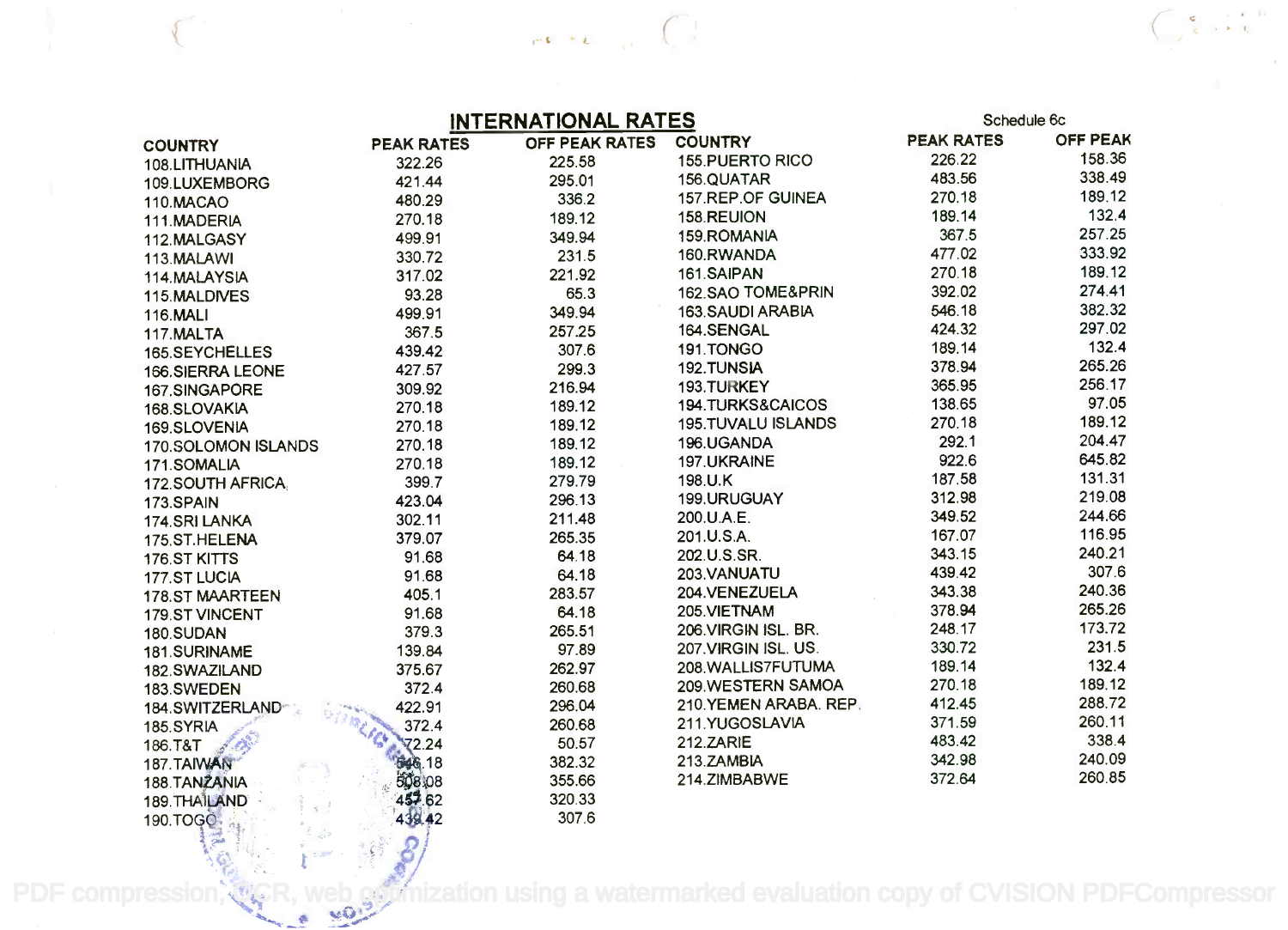# INTERNATIONAL RATES

Schedule 6c

| COUNTRY | PEAK RATES | OFF PEAK RATES | COUNTRY | PEAK RATES | OFF PEAK |
|---|---|---|---|---|---|
| 108.LITHUANIA | 322.26 | 225.58 | 155.PUERTO RICO | 226.22 | 158.36 |
| 109.LUXEMBORG | 421.44 | 295.01 | 156.QUATAR | 483.56 | 338.49 |
| 110.MACAO | 480.29 | 336.2 | 157.REP.OF GUINEA | 270.18 | 189.12 |
| 111.MADERIA | 270.18 | 189.12 | 158.REUION | 189.14 | 132.4 |
| 112.MALGASY | 499.91 | 349.94 | 159.ROMANIA | 367.5 | 257.25 |
| 113.MALAWI | 330.72 | 231.5 | 160.RWANDA | 477.02 | 333.92 |
| 114.MALAYSIA | 317.02 | 221.92 | 161.SAIPAN | 270.18 | 189.12 |
| 115.MALDIVES | 93.28 | 65.3 | 162.SAO TOME&PRIN | 392.02 | 274.41 |
| 116.MALI | 499.91 | 349.94 | 163.SAUDI ARABIA | 546.18 | 382.32 |
| 117.MALTA | 367.5 | 257.25 | 164.SENGAL | 424.32 | 297.02 |
| 165.SEYCHELLES | 439.42 | 307.6 | 191.TONGO | 189.14 | 132.4 |
| 166.SIERRA LEONE | 427.57 | 299.3 | 192.TUNSIA | 378.94 | 265.26 |
| 167.SINGAPORE | 309.92 | 216.94 | 193.TURKEY | 365.95 | 256.17 |
| 168.SLOVAKIA | 270.18 | 189.12 | 194.TURKS&CAICOS | 138.65 | 97.05 |
| 169.SLOVENIA | 270.18 | 189.12 | 195.TUVALU ISLANDS | 270.18 | 189.12 |
| 170.SOLOMON ISLANDS | 270.18 | 189.12 | 196.UGANDA | 292.1 | 204.47 |
| 171.SOMALIA | 270.18 | 189.12 | 197.UKRAINE | 922.6 | 645.82 |
| 172.SOUTH AFRICA | 399.7 | 279.79 | 198.U.K | 187.58 | 131.31 |
| 173.SPAIN | 423.04 | 296.13 | 199.URUGUAY | 312.98 | 219.08 |
| 174.SRI LANKA | 302.11 | 211.48 | 200.U.A.E. | 349.52 | 244.66 |
| 175.ST.HELENA | 379.07 | 265.35 | 201.U.S.A. | 167.07 | 116.95 |
| 176.ST KITTS | 91.68 | 64.18 | 202.U.S.SR. | 343.15 | 240.21 |
| 177.ST LUCIA | 91.68 | 64.18 | 203.VANUATU | 439.42 | 307.6 |
| 178.ST MAARTEEN | 405.1 | 283.57 | 204.VENEZUELA | 343.38 | 240.36 |
| 179.ST VINCENT | 91.68 | 64.18 | 205.VIETNAM | 378.94 | 265.26 |
| 180.SUDAN | 379.3 | 265.51 | 206.VIRGIN ISL. BR. | 248.17 | 173.72 |
| 181.SURINAME | 139.84 | 97.89 | 207.VIRGIN ISL. US. | 330.72 | 231.5 |
| 182.SWAZILAND | 375.67 | 262.97 | 208.WALLIS7FUTUMA | 189.14 | 132.4 |
| 183.SWEDEN | 372.4 | 260.68 | 209.WESTERN SAMOA | 270.18 | 189.12 |
| 184.SWITZERLAND | 422.91 | 296.04 | 210.YEMEN ARABA. REP. | 412.45 | 288.72 |
| 185.SYRIA | 372.4 | 260.68 | 211.YUGOSLAVIA | 371.59 | 260.11 |
| 186.T&T | 72.24 | 50.57 | 212.ZARIE | 483.42 | 338.4 |
| 187.TAIWAN | 546.18 | 382.32 | 213.ZAMBIA | 342.98 | 240.09 |
| 188.TANZANIA | 508.08 | 355.66 | 214.ZIMBABWE | 372.64 | 260.85 |
| 189.THAILAND | 457.62 | 320.33 | | | |
| 190.TOGO | 439.42 | 307.6 | | | |